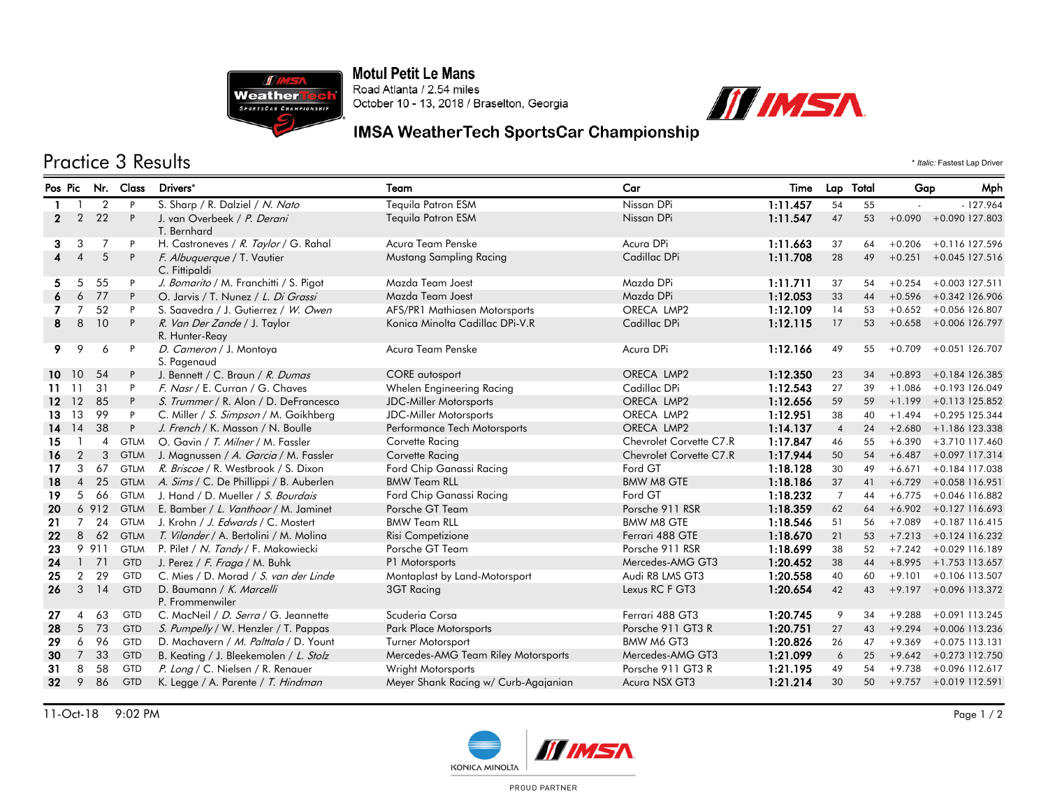**Motul Petit Le Mans**
Road Atlanta / 2.54 miles
October 10 - 13, 2018 / Braselton, Georgia

**IMSA WeatherTech SportsCar Championship**

# Practice 3 Results

\* *Italic:* Fastest Lap Driver

| Pos | Pic | Nr. | Class | Drivers* | Team | Car | Time | Lap | Total | Gap | | Mph |
|---|---|---|---|---|---|---|---|---|---|---|---|---|
| **1** | 1 | 2 | P | S. Sharp / R. Dalziel / *N. Nato* | Tequila Patron ESM | Nissan DPi | **1:11.457** | 54 | 55 | - | - | 127.964 |
| **2** | 2 | 22 | P | J. van Overbeek / *P. Derani* T. Bernhard | Tequila Patron ESM | Nissan DPi | **1:11.547** | 47 | 53 | +0.090 | +0.090 | 127.803 |
| **3** | 3 | 7 | P | H. Castroneves / *R. Taylor* / G. Rahal | Acura Team Penske | Acura DPi | **1:11.663** | 37 | 64 | +0.206 | +0.116 | 127.596 |
| **4** | 4 | 5 | P | *F. Albuquerque* / T. Vautier C. Fittipaldi | Mustang Sampling Racing | Cadillac DPi | **1:11.708** | 28 | 49 | +0.251 | +0.045 | 127.516 |
| **5** | 5 | 55 | P | *J. Bomarito* / M. Franchitti / S. Pigot | Mazda Team Joest | Mazda DPi | **1:11.711** | 37 | 54 | +0.254 | +0.003 | 127.511 |
| **6** | 6 | 77 | P | O. Jarvis / T. Nunez / *L. Di Grassi* | Mazda Team Joest | Mazda DPi | **1:12.053** | 33 | 44 | +0.596 | +0.342 | 126.906 |
| **7** | 7 | 52 | P | S. Saavedra / J. Gutierrez / *W. Owen* | AFS/PR1 Mathiasen Motorsports | ORECA LMP2 | **1:12.109** | 14 | 53 | +0.652 | +0.056 | 126.807 |
| **8** | 8 | 10 | P | *R. Van Der Zande* / J. Taylor R. Hunter-Reay | Konica Minolta Cadillac DPi-V.R | Cadillac DPi | **1:12.115** | 17 | 53 | +0.658 | +0.006 | 126.797 |
| **9** | 9 | 6 | P | *D. Cameron* / J. Montoya S. Pagenaud | Acura Team Penske | Acura DPi | **1:12.166** | 49 | 55 | +0.709 | +0.051 | 126.707 |
| **10** | 10 | 54 | P | J. Bennett / C. Braun / *R. Dumas* | CORE autosport | ORECA LMP2 | **1:12.350** | 23 | 34 | +0.893 | +0.184 | 126.385 |
| **11** | 11 | 31 | P | *F. Nasr* / E. Curran / G. Chaves | Whelen Engineering Racing | Cadillac DPi | **1:12.543** | 27 | 39 | +1.086 | +0.193 | 126.049 |
| **12** | 12 | 85 | P | *S. Trummer* / R. Alon / D. DeFrancesco | JDC-Miller Motorsports | ORECA LMP2 | **1:12.656** | 59 | 59 | +1.199 | +0.113 | 125.852 |
| **13** | 13 | 99 | P | C. Miller / *S. Simpson* / M. Goikhberg | JDC-Miller Motorsports | ORECA LMP2 | **1:12.951** | 38 | 40 | +1.494 | +0.295 | 125.344 |
| **14** | 14 | 38 | P | *J. French* / K. Masson / N. Boulle | Performance Tech Motorsports | ORECA LMP2 | **1:14.137** | 4 | 24 | +2.680 | +1.186 | 123.338 |
| **15** | 1 | 4 | GTLM | O. Gavin / *T. Milner* / M. Fassler | Corvette Racing | Chevrolet Corvette C7.R | **1:17.847** | 46 | 55 | +6.390 | +3.710 | 117.460 |
| **16** | 2 | 3 | GTLM | J. Magnussen / *A. Garcia* / M. Fassler | Corvette Racing | Chevrolet Corvette C7.R | **1:17.944** | 50 | 54 | +6.487 | +0.097 | 117.314 |
| **17** | 3 | 67 | GTLM | *R. Briscoe* / R. Westbrook / S. Dixon | Ford Chip Ganassi Racing | Ford GT | **1:18.128** | 30 | 49 | +6.671 | +0.184 | 117.038 |
| **18** | 4 | 25 | GTLM | *A. Sims* / C. De Phillippi / B. Auberlen | BMW Team RLL | BMW M8 GTE | **1:18.186** | 37 | 41 | +6.729 | +0.058 | 116.951 |
| **19** | 5 | 66 | GTLM | J. Hand / D. Mueller / *S. Bourdais* | Ford Chip Ganassi Racing | Ford GT | **1:18.232** | 7 | 44 | +6.775 | +0.046 | 116.882 |
| **20** | 6 | 912 | GTLM | E. Bamber / *L. Vanthoor* / M. Jaminet | Porsche GT Team | Porsche 911 RSR | **1:18.359** | 62 | 64 | +6.902 | +0.127 | 116.693 |
| **21** | 7 | 24 | GTLM | J. Krohn / *J. Edwards* / C. Mostert | BMW Team RLL | BMW M8 GTE | **1:18.546** | 51 | 56 | +7.089 | +0.187 | 116.415 |
| **22** | 8 | 62 | GTLM | *T. Vilander* / A. Bertolini / M. Molina | Risi Competizione | Ferrari 488 GTE | **1:18.670** | 21 | 53 | +7.213 | +0.124 | 116.232 |
| **23** | 9 | 911 | GTLM | P. Pilet / *N. Tandy* / F. Makowiecki | Porsche GT Team | Porsche 911 RSR | **1:18.699** | 38 | 52 | +7.242 | +0.029 | 116.189 |
| **24** | 1 | 71 | GTD | J. Perez / *F. Fraga* / M. Buhk | P1 Motorsports | Mercedes-AMG GT3 | **1:20.452** | 38 | 44 | +8.995 | +1.753 | 113.657 |
| **25** | 2 | 29 | GTD | C. Mies / D. Morad / *S. van der Linde* | Montaplast by Land-Motorsport | Audi R8 LMS GT3 | **1:20.558** | 40 | 60 | +9.101 | +0.106 | 113.507 |
| **26** | 3 | 14 | GTD | D. Baumann / *K. Marcelli* P. Frommenwiler | 3GT Racing | Lexus RC F GT3 | **1:20.654** | 42 | 43 | +9.197 | +0.096 | 113.372 |
| **27** | 4 | 63 | GTD | C. MacNeil / *D. Serra* / G. Jeannette | Scuderia Corsa | Ferrari 488 GT3 | **1:20.745** | 9 | 34 | +9.288 | +0.091 | 113.245 |
| **28** | 5 | 73 | GTD | *S. Pumpelly* / W. Henzler / T. Pappas | Park Place Motorsports | Porsche 911 GT3 R | **1:20.751** | 27 | 43 | +9.294 | +0.006 | 113.236 |
| **29** | 6 | 96 | GTD | D. Machavern / *M. Palttala* / D. Yount | Turner Motorsport | BMW M6 GT3 | **1:20.826** | 26 | 47 | +9.369 | +0.075 | 113.131 |
| **30** | 7 | 33 | GTD | B. Keating / J. Bleekemolen / *L. Stolz* | Mercedes-AMG Team Riley Motorsports | Mercedes-AMG GT3 | **1:21.099** | 6 | 25 | +9.642 | +0.273 | 112.750 |
| **31** | 8 | 58 | GTD | *P. Long* / C. Nielsen / R. Renauer | Wright Motorsports | Porsche 911 GT3 R | **1:21.195** | 49 | 54 | +9.738 | +0.096 | 112.617 |
| **32** | 9 | 86 | GTD | K. Legge / A. Parente / *T. Hindman* | Meyer Shank Racing w/ Curb-Agajanian | Acura NSX GT3 | **1:21.214** | 30 | 50 | +9.757 | +0.019 | 112.591 |

11-Oct-18 9:02 PM

KONICA MINOLTA | IMSA PROUD PARTNER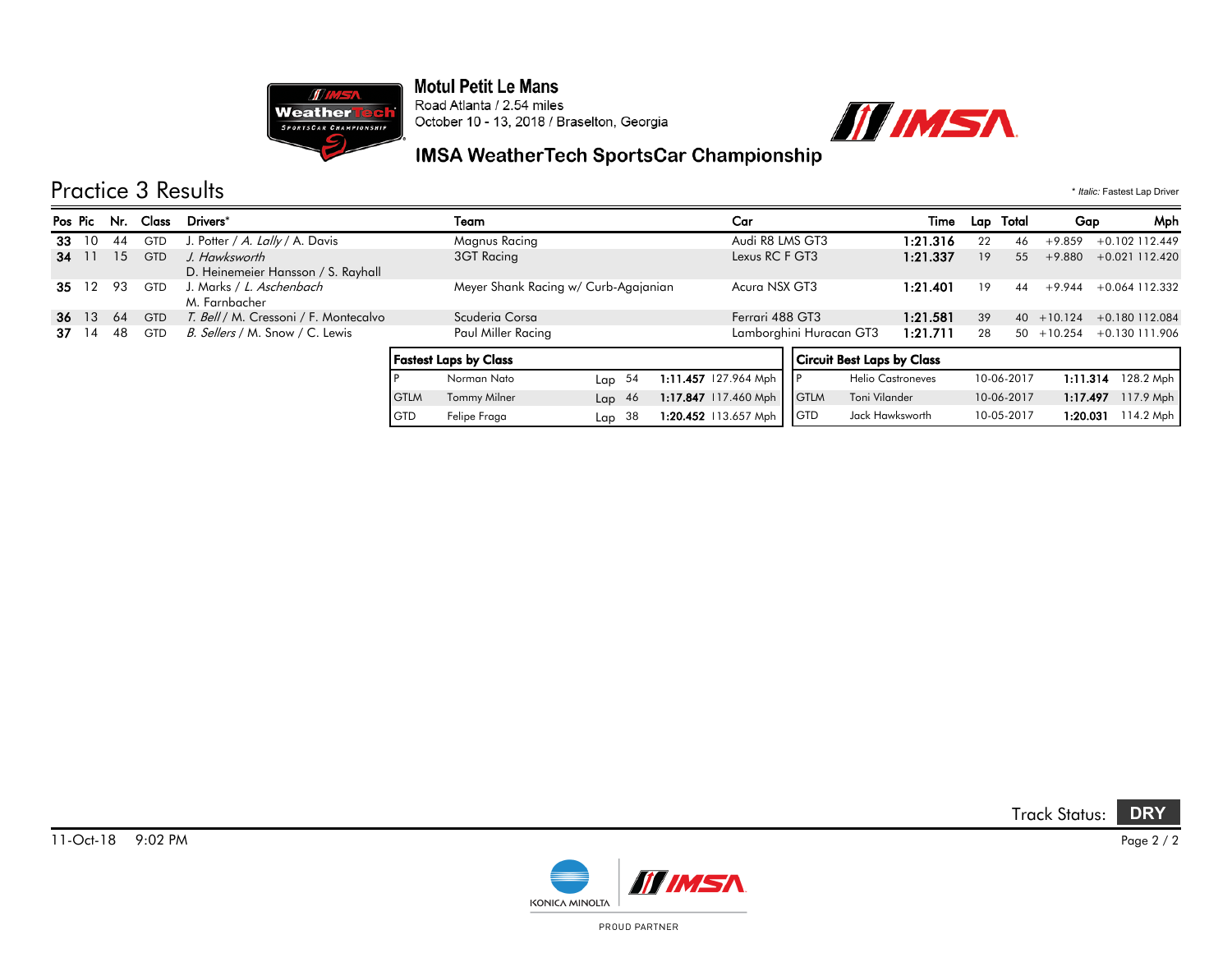# Motul Petit Le Mans

Road Atlanta / 2.54 miles

October 10 - 13, 2018 / Braselton, Georgia

## IMSA WeatherTech SportsCar Championship

## Practice 3 Results

\* *Italic:* Fastest Lap Driver

| Pos | Pic | Nr. | Class | Drivers* | Team | Car | Time | Lap | Total | Gap | | Mph |
|---|---|---|---|---|---|---|---|---|---|---|---|---|
| 33 | 10 | 44 | GTD | J. Potter / *A. Lally* / A. Davis | Magnus Racing | Audi R8 LMS GT3 | 1:21.316 | 22 | 46 | +9.859 | +0.102 | 112.449 |
| 34 | 11 | 15 | GTD | *J. Hawksworth* D. Heinemeier Hansson / S. Rayhall | 3GT Racing | Lexus RC F GT3 | 1:21.337 | 19 | 55 | +9.880 | +0.021 | 112.420 |
| 35 | 12 | 93 | GTD | J. Marks / *L. Aschenbach* M. Farnbacher | Meyer Shank Racing w/ Curb-Agajanian | Acura NSX GT3 | 1:21.401 | 19 | 44 | +9.944 | +0.064 | 112.332 |
| 36 | 13 | 64 | GTD | *T. Bell* / M. Cressoni / F. Montecalvo | Scuderia Corsa | Ferrari 488 GT3 | 1:21.581 | 39 | 40 | +10.124 | +0.180 | 112.084 |
| 37 | 14 | 48 | GTD | *B. Sellers* / M. Snow / C. Lewis | Paul Miller Racing | Lamborghini Huracan GT3 | 1:21.711 | 28 | 50 | +10.254 | +0.130 | 111.906 |

**Fastest Laps by Class**

| | | | | |
|---|---|---|---|---|
| P | Norman Nato | Lap 54 | 1:11.457 | 127.964 Mph |
| GTLM | Tommy Milner | Lap 46 | 1:17.847 | 117.460 Mph |
| GTD | Felipe Fraga | Lap 38 | 1:20.452 | 113.657 Mph |

**Circuit Best Laps by Class**

| | | | | |
|---|---|---|---|---|
| P | Helio Castroneves | 10-06-2017 | 1:11.314 | 128.2 Mph |
| GTLM | Toni Vilander | 10-06-2017 | 1:17.497 | 117.9 Mph |
| GTD | Jack Hawksworth | 10-05-2017 | 1:20.031 | 114.2 Mph |

Track Status: **DRY**

11-Oct-18 9:02 PM

KONICA MINOLTA | IMSA PROUD PARTNER